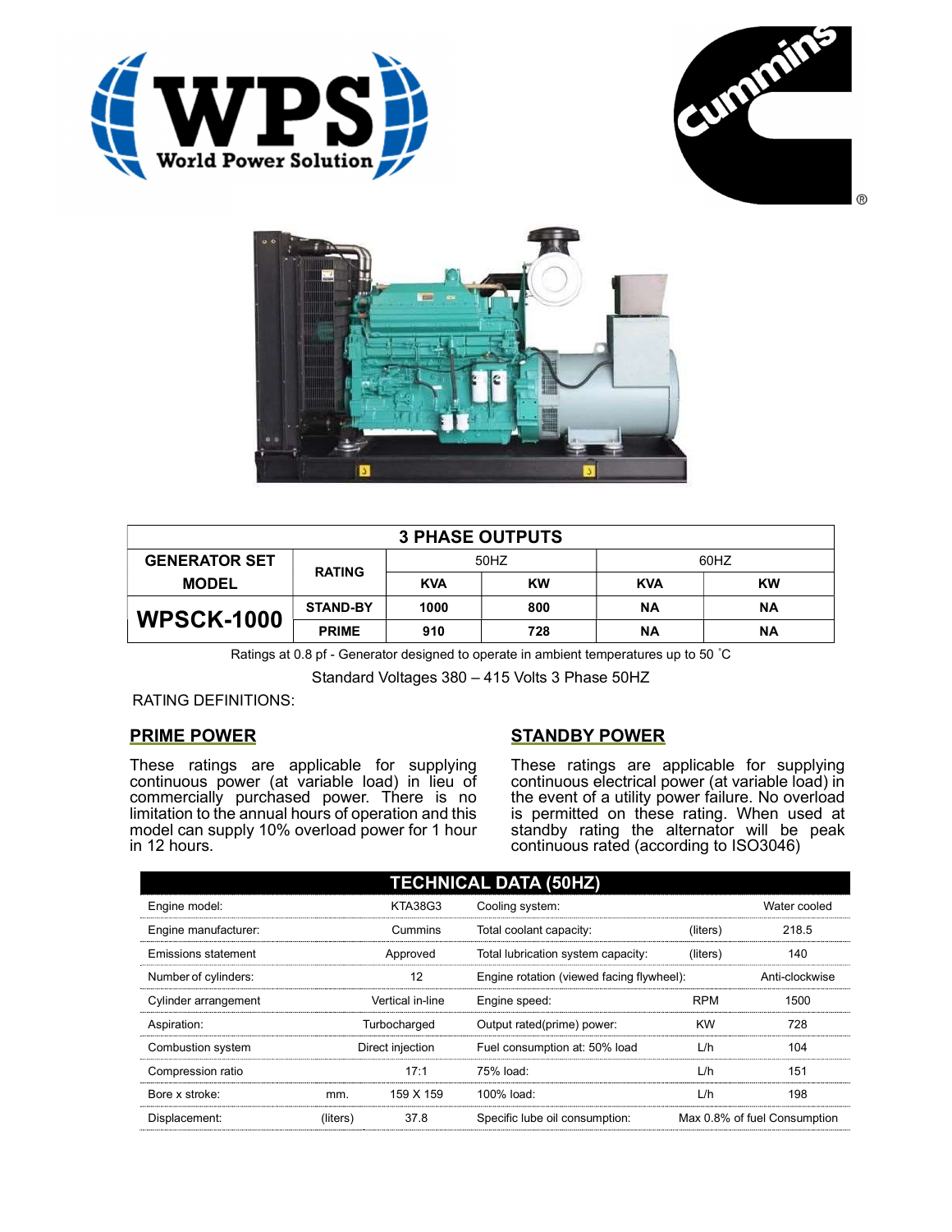| 3 PHASE OUTPUTS | | | | | |
|---|---|---|---|---|---|
| GENERATOR SET MODEL | RATING | 50HZ | | 60HZ | |
| | | KVA | KW | KVA | KW |
| **WPSCK-1000** | STAND-BY | 1000 | 800 | NA | NA |
| | PRIME | 910 | 728 | NA | NA |

Ratings at 0.8 pf - Generator designed to operate in ambient temperatures up to 50 ˚C

Standard Voltages 380 – 415 Volts 3 Phase 50HZ

RATING DEFINITIONS:

## PRIME POWER

These ratings are applicable for supplying continuous power (at variable load) in lieu of commercially purchased power. There is no limitation to the annual hours of operation and this model can supply 10% overload power for 1 hour in 12 hours.

## STANDBY POWER

These ratings are applicable for supplying continuous electrical power (at variable load) in the event of a utility power failure. No overload is permitted on these rating. When used at standby rating the alternator will be peak continuous rated (according to ISO3046)

| TECHNICAL DATA (50HZ) | | | | | |
|---|---|---|---|---|---|
| Engine model: | | KTA38G3 | Cooling system: | | Water cooled |
| Engine manufacturer: | | Cummins | Total coolant capacity: | (liters) | 218.5 |
| Emissions statement | | Approved | Total lubrication system capacity: | (liters) | 140 |
| Number of cylinders: | | 12 | Engine rotation (viewed facing flywheel): | | Anti-clockwise |
| Cylinder arrangement | | Vertical in-line | Engine speed: | RPM | 1500 |
| Aspiration: | | Turbocharged | Output rated(prime) power: | KW | 728 |
| Combustion system | | Direct injection | Fuel consumption at: 50% load | L/h | 104 |
| Compression ratio | | 17:1 | 75% load: | L/h | 151 |
| Bore x stroke: | mm. | 159 X 159 | 100% load: | L/h | 198 |
| Displacement: | (liters) | 37.8 | Specific lube oil consumption: | | Max 0.8% of fuel Consumption |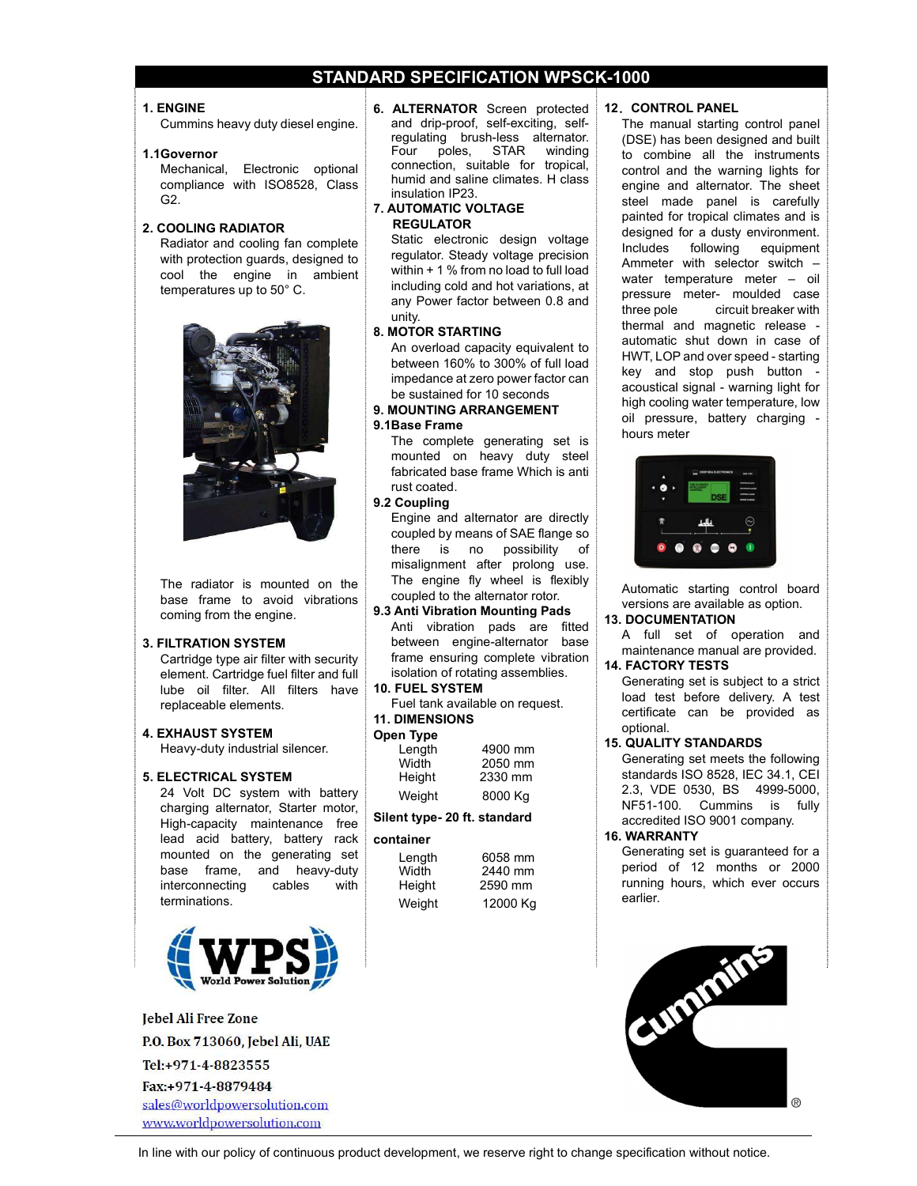# STANDARD SPECIFICATION WPSCK-1000

### 1. ENGINE

Cummins heavy duty diesel engine.

### 1.1Governor

Mechanical, Electronic optional compliance with ISO8528, Class G2.

### 2. COOLING RADIATOR

Radiator and cooling fan complete with protection guards, designed to cool the engine in ambient temperatures up to 50° C.

The radiator is mounted on the base frame to avoid vibrations coming from the engine.

### 3. FILTRATION SYSTEM

Cartridge type air filter with security element. Cartridge fuel filter and full lube oil filter. All filters have replaceable elements.

### 4. EXHAUST SYSTEM

Heavy-duty industrial silencer.

### 5. ELECTRICAL SYSTEM

24 Volt DC system with battery charging alternator, Starter motor, High-capacity maintenance free lead acid battery, battery rack mounted on the generating set base frame, and heavy-duty interconnecting cables with terminations.

Jebel Ali Free Zone
P.O. Box 713060, Jebel Ali, UAE
Tel:+971-4-8823555
Fax:+971-4-8879484
sales@worldpowersolution.com
www.worldpowersolution.com

### 6. ALTERNATOR

Screen protected and drip-proof, self-exciting, self-regulating brush-less alternator. Four poles, STAR winding connection, suitable for tropical, humid and saline climates. H class insulation IP23.

### 7. AUTOMATIC VOLTAGE REGULATOR

Static electronic design voltage regulator. Steady voltage precision within + 1 % from no load to full load including cold and hot variations, at any Power factor between 0.8 and unity.

### 8. MOTOR STARTING

An overload capacity equivalent to between 160% to 300% of full load impedance at zero power factor can be sustained for 10 seconds

### 9. MOUNTING ARRANGEMENT

### 9.1Base Frame

The complete generating set is mounted on heavy duty steel fabricated base frame Which is anti rust coated.

### 9.2 Coupling

Engine and alternator are directly coupled by means of SAE flange so there is no possibility of misalignment after prolong use. The engine fly wheel is flexibly coupled to the alternator rotor.

### 9.3 Anti Vibration Mounting Pads

Anti vibration pads are fitted between engine-alternator base frame ensuring complete vibration isolation of rotating assemblies.

### 10. FUEL SYSTEM

Fuel tank available on request.

### 11. DIMENSIONS

**Open Type**

| | |
|---|---|
| Length | 4900 mm |
| Width | 2050 mm |
| Height | 2330 mm |
| Weight | 8000 Kg |

**Silent type- 20 ft. standard container**

| | |
|---|---|
| Length | 6058 mm |
| Width | 2440 mm |
| Height | 2590 mm |
| Weight | 12000 Kg |

### 12. CONTROL PANEL

The manual starting control panel (DSE) has been designed and built to combine all the instruments control and the warning lights for engine and alternator. The sheet steel made panel is carefully painted for tropical climates and is designed for a dusty environment. Includes following equipment Ammeter with selector switch – water temperature meter – oil pressure meter- moulded case three pole circuit breaker with thermal and magnetic release - automatic shut down in case of HWT, LOP and over speed - starting key and stop push button - acoustical signal - warning light for high cooling water temperature, low oil pressure, battery charging - hours meter

Automatic starting control board versions are available as option.

### 13. DOCUMENTATION

A full set of operation and maintenance manual are provided.

### 14. FACTORY TESTS

Generating set is subject to a strict load test before delivery. A test certificate can be provided as optional.

### 15. QUALITY STANDARDS

Generating set meets the following standards ISO 8528, IEC 34.1, CEI 2.3, VDE 0530, BS 4999-5000, NF51-100. Cummins is fully accredited ISO 9001 company.

### 16. WARRANTY

Generating set is guaranteed for a period of 12 months or 2000 running hours, which ever occurs earlier.

In line with our policy of continuous product development, we reserve right to change specification without notice.